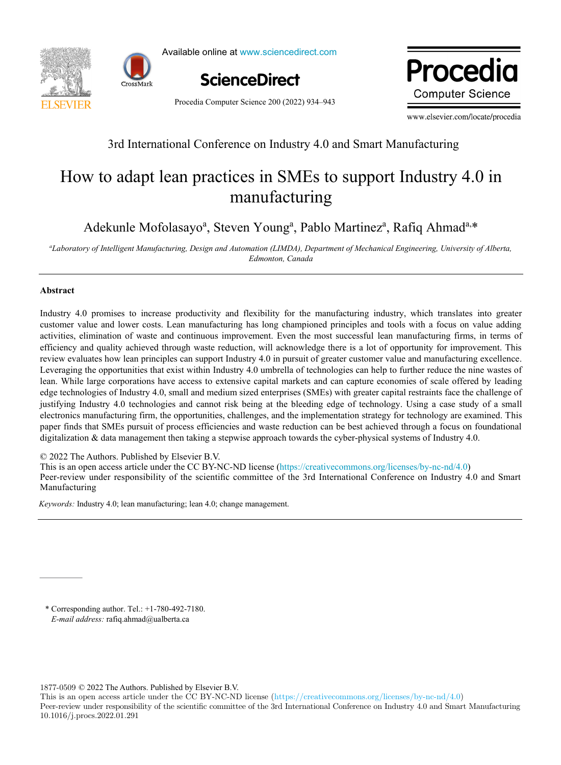3rd International Conference on Industry 4.0 and Smart Manufacturing

# How to adapt lean practices in SMEs to support Industry 4.0 in manufacturing

Adekunle Mofolasayo[a], Steven Young[a], Pablo Martinez[a], Rafiq Ahmad[a,*]

[a]*Laboratory of Intelligent Manufacturing, Design and Automation (LIMDA), Department of Mechanical Engineering, University of Alberta, Edmonton, Canada*

## Abstract

Industry 4.0 promises to increase productivity and flexibility for the manufacturing industry, which translates into greater customer value and lower costs. Lean manufacturing has long championed principles and tools with a focus on value adding activities, elimination of waste and continuous improvement. Even the most successful lean manufacturing firms, in terms of efficiency and quality achieved through waste reduction, will acknowledge there is a lot of opportunity for improvement. This review evaluates how lean principles can support Industry 4.0 in pursuit of greater customer value and manufacturing excellence. Leveraging the opportunities that exist within Industry 4.0 umbrella of technologies can help to further reduce the nine wastes of lean. While large corporations have access to extensive capital markets and can capture economies of scale offered by leading edge technologies of Industry 4.0, small and medium sized enterprises (SMEs) with greater capital restraints face the challenge of justifying Industry 4.0 technologies and cannot risk being at the bleeding edge of technology. Using a case study of a small electronics manufacturing firm, the opportunities, challenges, and the implementation strategy for technology are examined. This paper finds that SMEs pursuit of process efficiencies and waste reduction can be best achieved through a focus on foundational digitalization & data management then taking a stepwise approach towards the cyber-physical systems of Industry 4.0.

© 2022 The Authors. Published by Elsevier B.V.
This is an open access article under the CC BY-NC-ND license (https://creativecommons.org/licenses/by-nc-nd/4.0)
Peer-review under responsibility of the scientific committee of the 3rd International Conference on Industry 4.0 and Smart Manufacturing

*Keywords:* Industry 4.0; lean manufacturing; lean 4.0; change management.

\* Corresponding author. Tel.: +1-780-492-7180.
*E-mail address:* rafiq.ahmad@ualberta.ca

1877-0509 © 2022 The Authors. Published by Elsevier B.V.
This is an open access article under the CC BY-NC-ND license (https://creativecommons.org/licenses/by-nc-nd/4.0)
Peer-review under responsibility of the scientific committee of the 3rd International Conference on Industry 4.0 and Smart Manufacturing
10.1016/j.procs.2022.01.291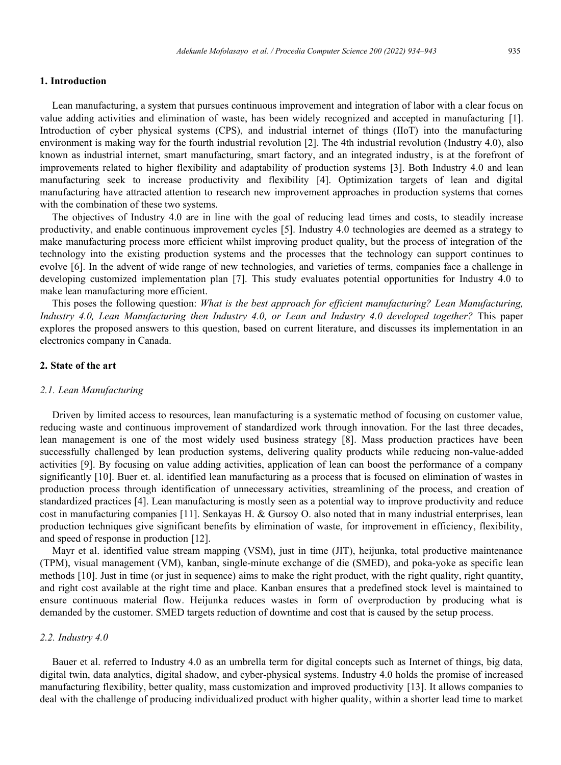## 1. Introduction

Lean manufacturing, a system that pursues continuous improvement and integration of labor with a clear focus on value adding activities and elimination of waste, has been widely recognized and accepted in manufacturing [1]. Introduction of cyber physical systems (CPS), and industrial internet of things (IIoT) into the manufacturing environment is making way for the fourth industrial revolution [2]. The 4th industrial revolution (Industry 4.0), also known as industrial internet, smart manufacturing, smart factory, and an integrated industry, is at the forefront of improvements related to higher flexibility and adaptability of production systems [3]. Both Industry 4.0 and lean manufacturing seek to increase productivity and flexibility [4]. Optimization targets of lean and digital manufacturing have attracted attention to research new improvement approaches in production systems that comes with the combination of these two systems.

The objectives of Industry 4.0 are in line with the goal of reducing lead times and costs, to steadily increase productivity, and enable continuous improvement cycles [5]. Industry 4.0 technologies are deemed as a strategy to make manufacturing process more efficient whilst improving product quality, but the process of integration of the technology into the existing production systems and the processes that the technology can support continues to evolve [6]. In the advent of wide range of new technologies, and varieties of terms, companies face a challenge in developing customized implementation plan [7]. This study evaluates potential opportunities for Industry 4.0 to make lean manufacturing more efficient.

This poses the following question: *What is the best approach for efficient manufacturing? Lean Manufacturing, Industry 4.0, Lean Manufacturing then Industry 4.0, or Lean and Industry 4.0 developed together?* This paper explores the proposed answers to this question, based on current literature, and discusses its implementation in an electronics company in Canada.

## 2. State of the art

### *2.1. Lean Manufacturing*

Driven by limited access to resources, lean manufacturing is a systematic method of focusing on customer value, reducing waste and continuous improvement of standardized work through innovation. For the last three decades, lean management is one of the most widely used business strategy [8]. Mass production practices have been successfully challenged by lean production systems, delivering quality products while reducing non-value-added activities [9]. By focusing on value adding activities, application of lean can boost the performance of a company significantly [10]. Buer et. al. identified lean manufacturing as a process that is focused on elimination of wastes in production process through identification of unnecessary activities, streamlining of the process, and creation of standardized practices [4]. Lean manufacturing is mostly seen as a potential way to improve productivity and reduce cost in manufacturing companies [11]. Senkayas H. & Gursoy O. also noted that in many industrial enterprises, lean production techniques give significant benefits by elimination of waste, for improvement in efficiency, flexibility, and speed of response in production [12].

Mayr et al. identified value stream mapping (VSM), just in time (JIT), heijunka, total productive maintenance (TPM), visual management (VM), kanban, single-minute exchange of die (SMED), and poka-yoke as specific lean methods [10]. Just in time (or just in sequence) aims to make the right product, with the right quality, right quantity, and right cost available at the right time and place. Kanban ensures that a predefined stock level is maintained to ensure continuous material flow. Heijunka reduces wastes in form of overproduction by producing what is demanded by the customer. SMED targets reduction of downtime and cost that is caused by the setup process.

### *2.2. Industry 4.0*

Bauer et al. referred to Industry 4.0 as an umbrella term for digital concepts such as Internet of things, big data, digital twin, data analytics, digital shadow, and cyber-physical systems. Industry 4.0 holds the promise of increased manufacturing flexibility, better quality, mass customization and improved productivity [13]. It allows companies to deal with the challenge of producing individualized product with higher quality, within a shorter lead time to market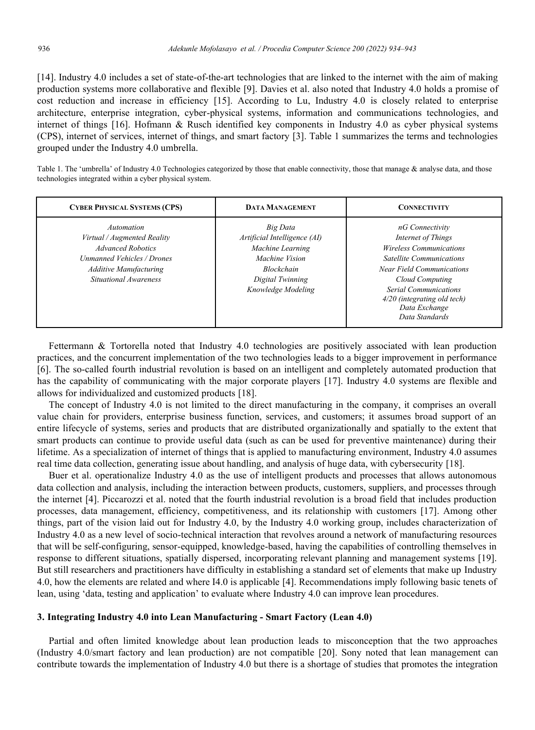[14]. Industry 4.0 includes a set of state-of-the-art technologies that are linked to the internet with the aim of making production systems more collaborative and flexible [9]. Davies et al. also noted that Industry 4.0 holds a promise of cost reduction and increase in efficiency [15]. According to Lu, Industry 4.0 is closely related to enterprise architecture, enterprise integration, cyber-physical systems, information and communications technologies, and internet of things [16]. Hofmann & Rusch identified key components in Industry 4.0 as cyber physical systems (CPS), internet of services, internet of things, and smart factory [3]. Table 1 summarizes the terms and technologies grouped under the Industry 4.0 umbrella.

Table 1. The 'umbrella' of Industry 4.0 Technologies categorized by those that enable connectivity, those that manage & analyse data, and those technologies integrated within a cyber physical system.

| CYBER PHYSICAL SYSTEMS (CPS) | DATA MANAGEMENT | CONNECTIVITY |
|---|---|---|
| *Automation*<br>*Virtual / Augmented Reality*<br>*Advanced Robotics*<br>*Unmanned Vehicles / Drones*<br>*Additive Manufacturing*<br>*Situational Awareness* | *Big Data*<br>*Artificial Intelligence (AI)*<br>*Machine Learning*<br>*Machine Vision*<br>*Blockchain*<br>*Digital Twinning*<br>*Knowledge Modeling* | *nG Connectivity*<br>*Internet of Things*<br>*Wireless Communications*<br>*Satellite Communications*<br>*Near Field Communications*<br>*Cloud Computing*<br>*Serial Communications*<br>*4/20 (integrating old tech)*<br>*Data Exchange*<br>*Data Standards* |

Fettermann & Tortorella noted that Industry 4.0 technologies are positively associated with lean production practices, and the concurrent implementation of the two technologies leads to a bigger improvement in performance [6]. The so-called fourth industrial revolution is based on an intelligent and completely automated production that has the capability of communicating with the major corporate players [17]. Industry 4.0 systems are flexible and allows for individualized and customized products [18].

The concept of Industry 4.0 is not limited to the direct manufacturing in the company, it comprises an overall value chain for providers, enterprise business function, services, and customers; it assumes broad support of an entire lifecycle of systems, series and products that are distributed organizationally and spatially to the extent that smart products can continue to provide useful data (such as can be used for preventive maintenance) during their lifetime. As a specialization of internet of things that is applied to manufacturing environment, Industry 4.0 assumes real time data collection, generating issue about handling, and analysis of huge data, with cybersecurity [18].

Buer et al. operationalize Industry 4.0 as the use of intelligent products and processes that allows autonomous data collection and analysis, including the interaction between products, customers, suppliers, and processes through the internet [4]. Piccarozzi et al. noted that the fourth industrial revolution is a broad field that includes production processes, data management, efficiency, competitiveness, and its relationship with customers [17]. Among other things, part of the vision laid out for Industry 4.0, by the Industry 4.0 working group, includes characterization of Industry 4.0 as a new level of socio-technical interaction that revolves around a network of manufacturing resources that will be self-configuring, sensor-equipped, knowledge-based, having the capabilities of controlling themselves in response to different situations, spatially dispersed, incorporating relevant planning and management systems [19]. But still researchers and practitioners have difficulty in establishing a standard set of elements that make up Industry 4.0, how the elements are related and where I4.0 is applicable [4]. Recommendations imply following basic tenets of lean, using 'data, testing and application' to evaluate where Industry 4.0 can improve lean procedures.

## 3. Integrating Industry 4.0 into Lean Manufacturing - Smart Factory (Lean 4.0)

Partial and often limited knowledge about lean production leads to misconception that the two approaches (Industry 4.0/smart factory and lean production) are not compatible [20]. Sony noted that lean management can contribute towards the implementation of Industry 4.0 but there is a shortage of studies that promotes the integration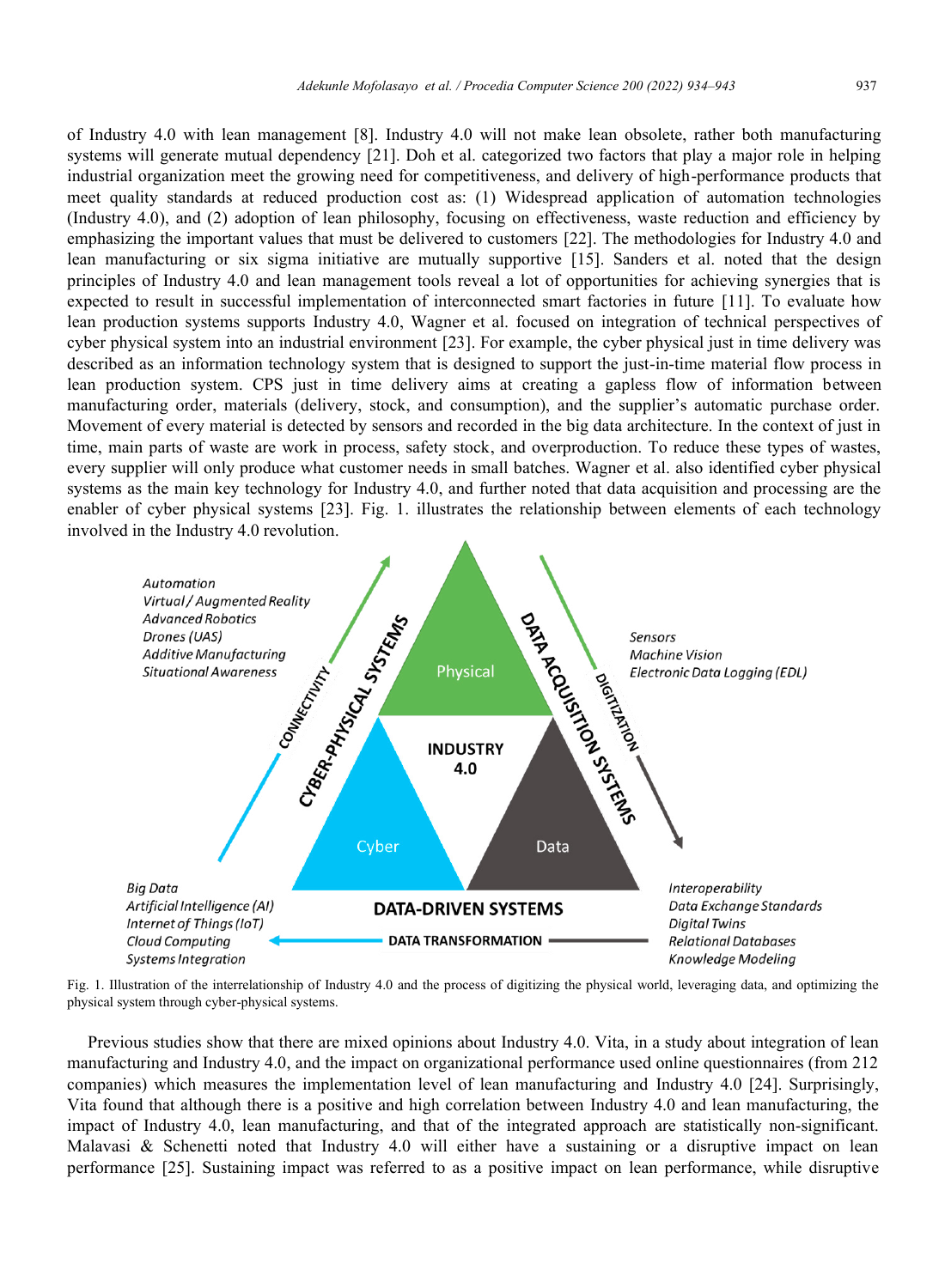of Industry 4.0 with lean management [8]. Industry 4.0 will not make lean obsolete, rather both manufacturing systems will generate mutual dependency [21]. Doh et al. categorized two factors that play a major role in helping industrial organization meet the growing need for competitiveness, and delivery of high-performance products that meet quality standards at reduced production cost as: (1) Widespread application of automation technologies (Industry 4.0), and (2) adoption of lean philosophy, focusing on effectiveness, waste reduction and efficiency by emphasizing the important values that must be delivered to customers [22]. The methodologies for Industry 4.0 and lean manufacturing or six sigma initiative are mutually supportive [15]. Sanders et al. noted that the design principles of Industry 4.0 and lean management tools reveal a lot of opportunities for achieving synergies that is expected to result in successful implementation of interconnected smart factories in future [11]. To evaluate how lean production systems supports Industry 4.0, Wagner et al. focused on integration of technical perspectives of cyber physical system into an industrial environment [23]. For example, the cyber physical just in time delivery was described as an information technology system that is designed to support the just-in-time material flow process in lean production system. CPS just in time delivery aims at creating a gapless flow of information between manufacturing order, materials (delivery, stock, and consumption), and the supplier's automatic purchase order. Movement of every material is detected by sensors and recorded in the big data architecture. In the context of just in time, main parts of waste are work in process, safety stock, and overproduction. To reduce these types of wastes, every supplier will only produce what customer needs in small batches. Wagner et al. also identified cyber physical systems as the main key technology for Industry 4.0, and further noted that data acquisition and processing are the enabler of cyber physical systems [23]. Fig. 1. illustrates the relationship between elements of each technology involved in the Industry 4.0 revolution.

Fig. 1. Illustration of the interrelationship of Industry 4.0 and the process of digitizing the physical world, leveraging data, and optimizing the physical system through cyber-physical systems.

Previous studies show that there are mixed opinions about Industry 4.0. Vita, in a study about integration of lean manufacturing and Industry 4.0, and the impact on organizational performance used online questionnaires (from 212 companies) which measures the implementation level of lean manufacturing and Industry 4.0 [24]. Surprisingly, Vita found that although there is a positive and high correlation between Industry 4.0 and lean manufacturing, the impact of Industry 4.0, lean manufacturing, and that of the integrated approach are statistically non-significant. Malavasi & Schenetti noted that Industry 4.0 will either have a sustaining or a disruptive impact on lean performance [25]. Sustaining impact was referred to as a positive impact on lean performance, while disruptive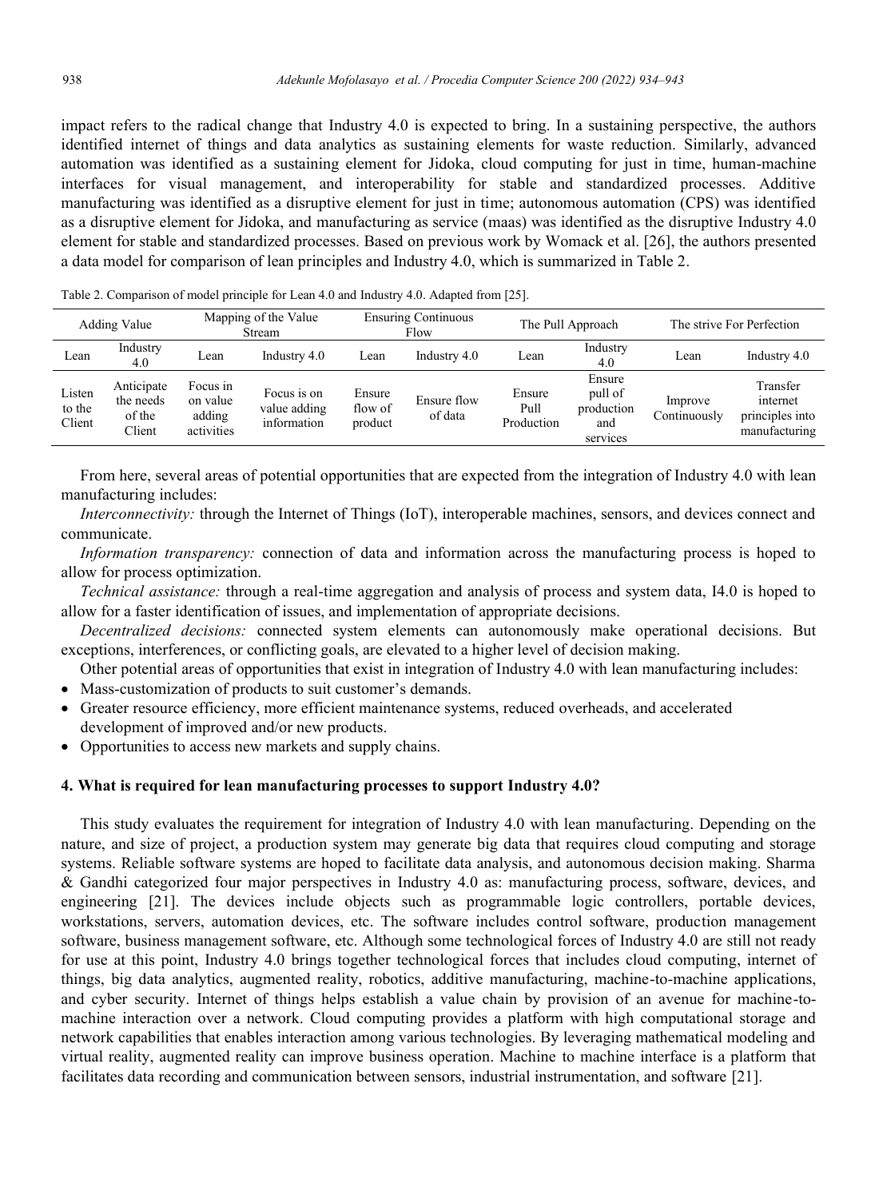impact refers to the radical change that Industry 4.0 is expected to bring. In a sustaining perspective, the authors identified internet of things and data analytics as sustaining elements for waste reduction. Similarly, advanced automation was identified as a sustaining element for Jidoka, cloud computing for just in time, human-machine interfaces for visual management, and interoperability for stable and standardized processes. Additive manufacturing was identified as a disruptive element for just in time; autonomous automation (CPS) was identified as a disruptive element for Jidoka, and manufacturing as service (maas) was identified as the disruptive Industry 4.0 element for stable and standardized processes. Based on previous work by Womack et al. [26], the authors presented a data model for comparison of lean principles and Industry 4.0, which is summarized in Table 2.

Table 2. Comparison of model principle for Lean 4.0 and Industry 4.0. Adapted from [25].

| Adding Value | | Mapping of the Value Stream | | Ensuring Continuous Flow | | The Pull Approach | | The strive For Perfection | |
|---|---|---|---|---|---|---|---|---|---|
| Lean | Industry 4.0 | Lean | Industry 4.0 | Lean | Industry 4.0 | Lean | Industry 4.0 | Lean | Industry 4.0 |
| Listen to the Client | Anticipate the needs of the Client | Focus in on value adding activities | Focus is on value adding information | Ensure flow of product | Ensure flow of data | Ensure Pull Production | Ensure pull of production and services | Improve Continuously | Transfer internet principles into manufacturing |

From here, several areas of potential opportunities that are expected from the integration of Industry 4.0 with lean manufacturing includes:

*Interconnectivity:* through the Internet of Things (IoT), interoperable machines, sensors, and devices connect and communicate.

*Information transparency:* connection of data and information across the manufacturing process is hoped to allow for process optimization.

*Technical assistance:* through a real-time aggregation and analysis of process and system data, I4.0 is hoped to allow for a faster identification of issues, and implementation of appropriate decisions.

*Decentralized decisions:* connected system elements can autonomously make operational decisions. But exceptions, interferences, or conflicting goals, are elevated to a higher level of decision making.

Other potential areas of opportunities that exist in integration of Industry 4.0 with lean manufacturing includes:

- Mass-customization of products to suit customer's demands.
- Greater resource efficiency, more efficient maintenance systems, reduced overheads, and accelerated development of improved and/or new products.
- Opportunities to access new markets and supply chains.

## 4. What is required for lean manufacturing processes to support Industry 4.0?

This study evaluates the requirement for integration of Industry 4.0 with lean manufacturing. Depending on the nature, and size of project, a production system may generate big data that requires cloud computing and storage systems. Reliable software systems are hoped to facilitate data analysis, and autonomous decision making. Sharma & Gandhi categorized four major perspectives in Industry 4.0 as: manufacturing process, software, devices, and engineering [21]. The devices include objects such as programmable logic controllers, portable devices, workstations, servers, automation devices, etc. The software includes control software, production management software, business management software, etc. Although some technological forces of Industry 4.0 are still not ready for use at this point, Industry 4.0 brings together technological forces that includes cloud computing, internet of things, big data analytics, augmented reality, robotics, additive manufacturing, machine-to-machine applications, and cyber security. Internet of things helps establish a value chain by provision of an avenue for machine-to-machine interaction over a network. Cloud computing provides a platform with high computational storage and network capabilities that enables interaction among various technologies. By leveraging mathematical modeling and virtual reality, augmented reality can improve business operation. Machine to machine interface is a platform that facilitates data recording and communication between sensors, industrial instrumentation, and software [21].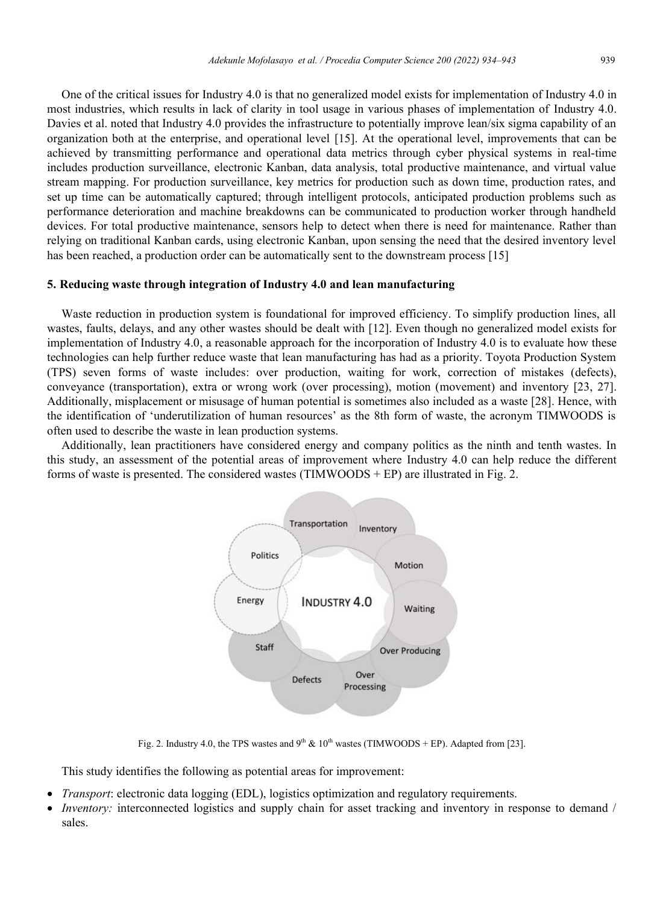One of the critical issues for Industry 4.0 is that no generalized model exists for implementation of Industry 4.0 in most industries, which results in lack of clarity in tool usage in various phases of implementation of Industry 4.0. Davies et al. noted that Industry 4.0 provides the infrastructure to potentially improve lean/six sigma capability of an organization both at the enterprise, and operational level [15]. At the operational level, improvements that can be achieved by transmitting performance and operational data metrics through cyber physical systems in real-time includes production surveillance, electronic Kanban, data analysis, total productive maintenance, and virtual value stream mapping. For production surveillance, key metrics for production such as down time, production rates, and set up time can be automatically captured; through intelligent protocols, anticipated production problems such as performance deterioration and machine breakdowns can be communicated to production worker through handheld devices. For total productive maintenance, sensors help to detect when there is need for maintenance. Rather than relying on traditional Kanban cards, using electronic Kanban, upon sensing the need that the desired inventory level has been reached, a production order can be automatically sent to the downstream process [15]

## 5. Reducing waste through integration of Industry 4.0 and lean manufacturing

Waste reduction in production system is foundational for improved efficiency. To simplify production lines, all wastes, faults, delays, and any other wastes should be dealt with [12]. Even though no generalized model exists for implementation of Industry 4.0, a reasonable approach for the incorporation of Industry 4.0 is to evaluate how these technologies can help further reduce waste that lean manufacturing has had as a priority. Toyota Production System (TPS) seven forms of waste includes: over production, waiting for work, correction of mistakes (defects), conveyance (transportation), extra or wrong work (over processing), motion (movement) and inventory [23, 27]. Additionally, misplacement or misusage of human potential is sometimes also included as a waste [28]. Hence, with the identification of 'underutilization of human resources' as the 8th form of waste, the acronym TIMWOODS is often used to describe the waste in lean production systems.

Additionally, lean practitioners have considered energy and company politics as the ninth and tenth wastes. In this study, an assessment of the potential areas of improvement where Industry 4.0 can help reduce the different forms of waste is presented. The considered wastes (TIMWOODS + EP) are illustrated in Fig. 2.

Fig. 2. Industry 4.0, the TPS wastes and 9th & 10th wastes (TIMWOODS + EP). Adapted from [23].

This study identifies the following as potential areas for improvement:

- *Transport*: electronic data logging (EDL), logistics optimization and regulatory requirements.
- *Inventory:* interconnected logistics and supply chain for asset tracking and inventory in response to demand / sales.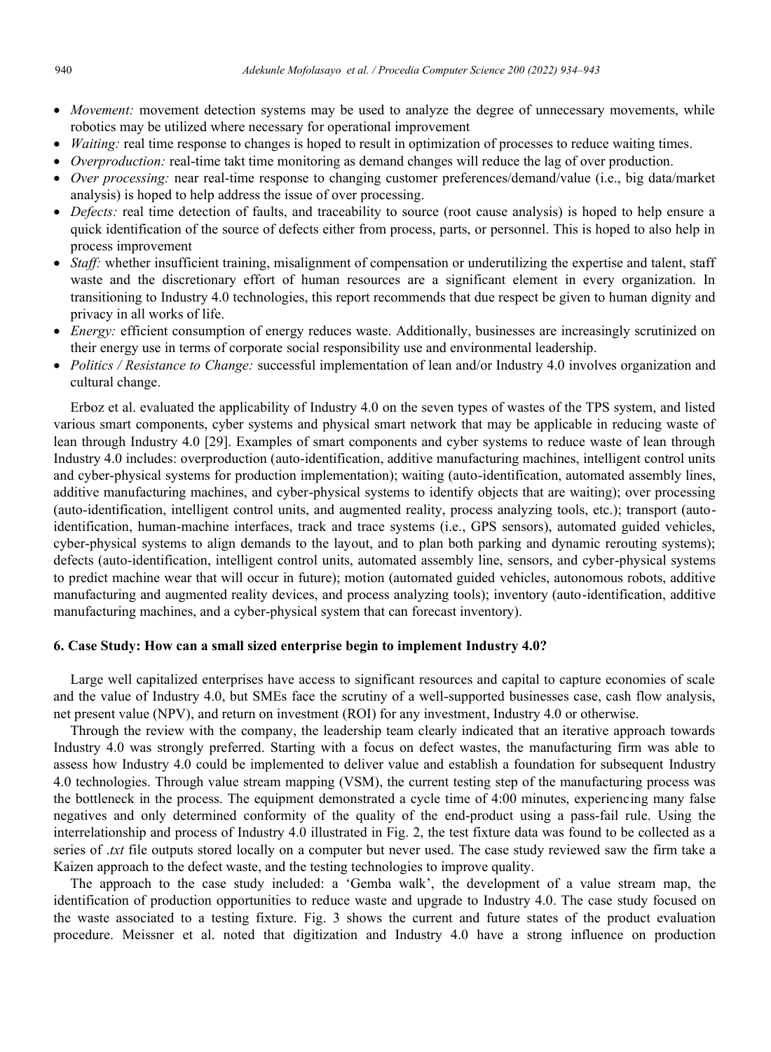- *Movement:* movement detection systems may be used to analyze the degree of unnecessary movements, while robotics may be utilized where necessary for operational improvement
- *Waiting:* real time response to changes is hoped to result in optimization of processes to reduce waiting times.
- *Overproduction:* real-time takt time monitoring as demand changes will reduce the lag of over production.
- *Over processing:* near real-time response to changing customer preferences/demand/value (i.e., big data/market analysis) is hoped to help address the issue of over processing.
- *Defects:* real time detection of faults, and traceability to source (root cause analysis) is hoped to help ensure a quick identification of the source of defects either from process, parts, or personnel. This is hoped to also help in process improvement
- *Staff:* whether insufficient training, misalignment of compensation or underutilizing the expertise and talent, staff waste and the discretionary effort of human resources are a significant element in every organization. In transitioning to Industry 4.0 technologies, this report recommends that due respect be given to human dignity and privacy in all works of life.
- *Energy:* efficient consumption of energy reduces waste. Additionally, businesses are increasingly scrutinized on their energy use in terms of corporate social responsibility use and environmental leadership.
- *Politics / Resistance to Change:* successful implementation of lean and/or Industry 4.0 involves organization and cultural change.

Erboz et al. evaluated the applicability of Industry 4.0 on the seven types of wastes of the TPS system, and listed various smart components, cyber systems and physical smart network that may be applicable in reducing waste of lean through Industry 4.0 [29]. Examples of smart components and cyber systems to reduce waste of lean through Industry 4.0 includes: overproduction (auto-identification, additive manufacturing machines, intelligent control units and cyber-physical systems for production implementation); waiting (auto-identification, automated assembly lines, additive manufacturing machines, and cyber-physical systems to identify objects that are waiting); over processing (auto-identification, intelligent control units, and augmented reality, process analyzing tools, etc.); transport (auto-identification, human-machine interfaces, track and trace systems (i.e., GPS sensors), automated guided vehicles, cyber-physical systems to align demands to the layout, and to plan both parking and dynamic rerouting systems); defects (auto-identification, intelligent control units, automated assembly line, sensors, and cyber-physical systems to predict machine wear that will occur in future); motion (automated guided vehicles, autonomous robots, additive manufacturing and augmented reality devices, and process analyzing tools); inventory (auto-identification, additive manufacturing machines, and a cyber-physical system that can forecast inventory).

## 6. Case Study: How can a small sized enterprise begin to implement Industry 4.0?

Large well capitalized enterprises have access to significant resources and capital to capture economies of scale and the value of Industry 4.0, but SMEs face the scrutiny of a well-supported businesses case, cash flow analysis, net present value (NPV), and return on investment (ROI) for any investment, Industry 4.0 or otherwise.

Through the review with the company, the leadership team clearly indicated that an iterative approach towards Industry 4.0 was strongly preferred. Starting with a focus on defect wastes, the manufacturing firm was able to assess how Industry 4.0 could be implemented to deliver value and establish a foundation for subsequent Industry 4.0 technologies. Through value stream mapping (VSM), the current testing step of the manufacturing process was the bottleneck in the process. The equipment demonstrated a cycle time of 4:00 minutes, experiencing many false negatives and only determined conformity of the quality of the end-product using a pass-fail rule. Using the interrelationship and process of Industry 4.0 illustrated in Fig. 2, the test fixture data was found to be collected as a series of *.txt* file outputs stored locally on a computer but never used. The case study reviewed saw the firm take a Kaizen approach to the defect waste, and the testing technologies to improve quality.

The approach to the case study included: a 'Gemba walk', the development of a value stream map, the identification of production opportunities to reduce waste and upgrade to Industry 4.0. The case study focused on the waste associated to a testing fixture. Fig. 3 shows the current and future states of the product evaluation procedure. Meissner et al. noted that digitization and Industry 4.0 have a strong influence on production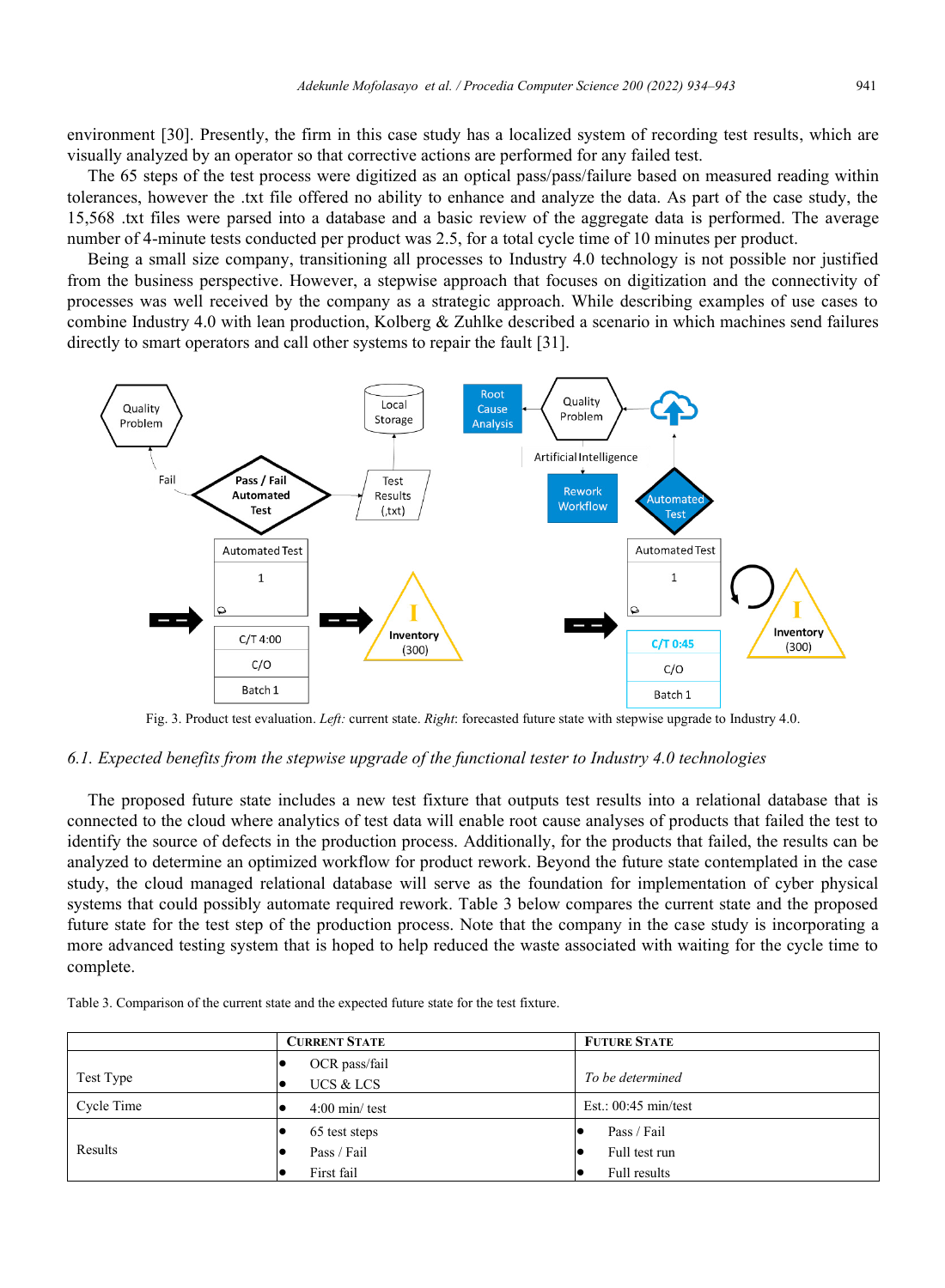environment [30]. Presently, the firm in this case study has a localized system of recording test results, which are visually analyzed by an operator so that corrective actions are performed for any failed test.

The 65 steps of the test process were digitized as an optical pass/pass/failure based on measured reading within tolerances, however the .txt file offered no ability to enhance and analyze the data. As part of the case study, the 15,568 .txt files were parsed into a database and a basic review of the aggregate data is performed. The average number of 4-minute tests conducted per product was 2.5, for a total cycle time of 10 minutes per product.

Being a small size company, transitioning all processes to Industry 4.0 technology is not possible nor justified from the business perspective. However, a stepwise approach that focuses on digitization and the connectivity of processes was well received by the company as a strategic approach. While describing examples of use cases to combine Industry 4.0 with lean production, Kolberg & Zuhlke described a scenario in which machines send failures directly to smart operators and call other systems to repair the fault [31].

Fig. 3. Product test evaluation. *Left:* current state. *Right*: forecasted future state with stepwise upgrade to Industry 4.0.

### *6.1. Expected benefits from the stepwise upgrade of the functional tester to Industry 4.0 technologies*

The proposed future state includes a new test fixture that outputs test results into a relational database that is connected to the cloud where analytics of test data will enable root cause analyses of products that failed the test to identify the source of defects in the production process. Additionally, for the products that failed, the results can be analyzed to determine an optimized workflow for product rework. Beyond the future state contemplated in the case study, the cloud managed relational database will serve as the foundation for implementation of cyber physical systems that could possibly automate required rework. Table 3 below compares the current state and the proposed future state for the test step of the production process. Note that the company in the case study is incorporating a more advanced testing system that is hoped to help reduced the waste associated with waiting for the cycle time to complete.

Table 3. Comparison of the current state and the expected future state for the test fixture.

| | CURRENT STATE | FUTURE STATE |
|---|---|---|
| Test Type | • OCR pass/fail<br>• UCS & LCS | *To be determined* |
| Cycle Time | • 4:00 min/ test | Est.: 00:45 min/test |
| Results | • 65 test steps<br>• Pass / Fail<br>• First fail | • Pass / Fail<br>• Full test run<br>• Full results |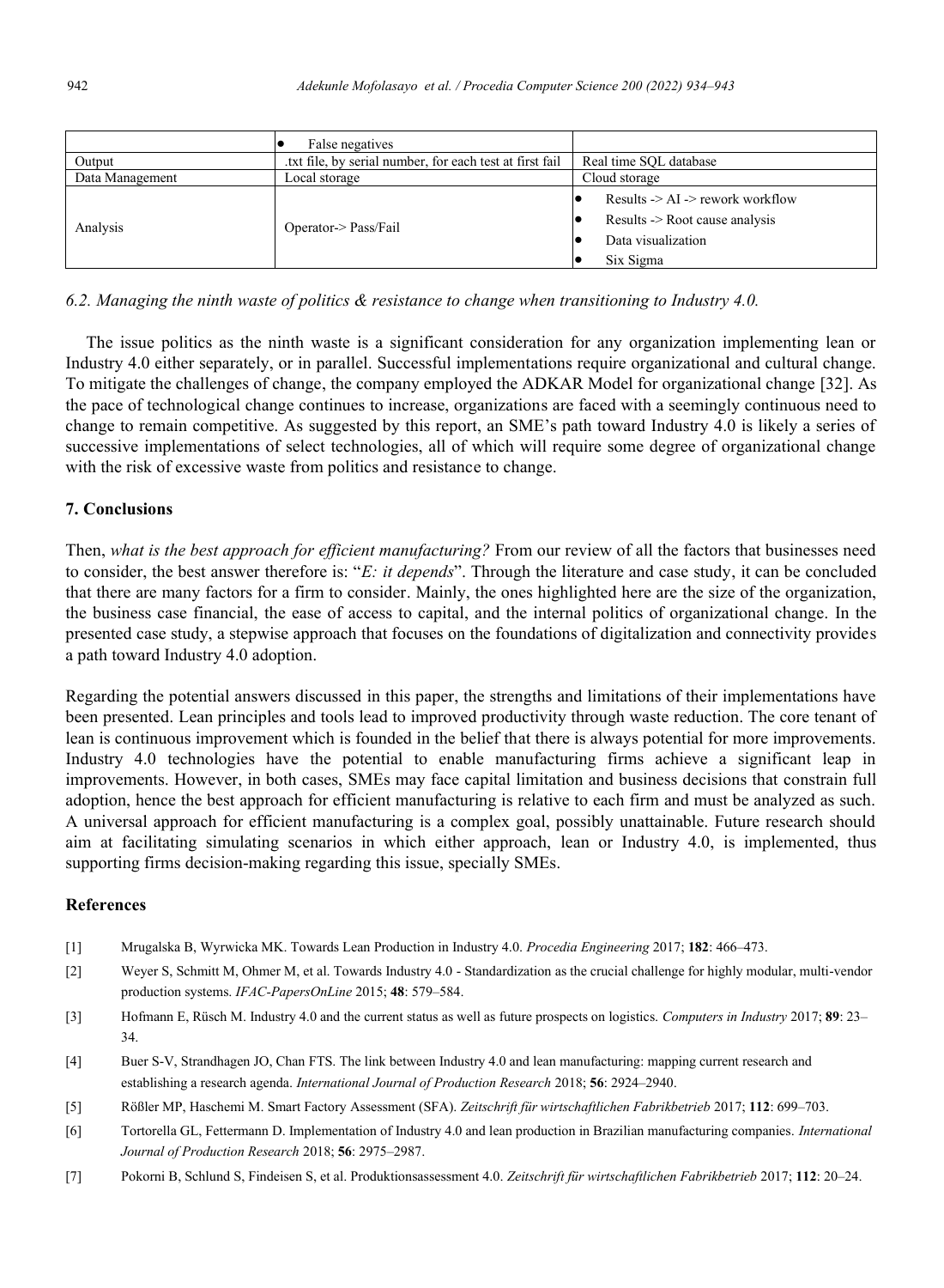| | • False negatives | |
|---|---|---|
| Output | .txt file, by serial number, for each test at first fail | Real time SQL database |
| Data Management | Local storage | Cloud storage |
| Analysis | Operator-> Pass/Fail | • Results -> AI -> rework workflow<br>• Results -> Root cause analysis<br>• Data visualization<br>• Six Sigma |

### *6.2. Managing the ninth waste of politics & resistance to change when transitioning to Industry 4.0.*

The issue politics as the ninth waste is a significant consideration for any organization implementing lean or Industry 4.0 either separately, or in parallel. Successful implementations require organizational and cultural change. To mitigate the challenges of change, the company employed the ADKAR Model for organizational change [32]. As the pace of technological change continues to increase, organizations are faced with a seemingly continuous need to change to remain competitive. As suggested by this report, an SME's path toward Industry 4.0 is likely a series of successive implementations of select technologies, all of which will require some degree of organizational change with the risk of excessive waste from politics and resistance to change.

## 7. Conclusions

Then, *what is the best approach for efficient manufacturing?* From our review of all the factors that businesses need to consider, the best answer therefore is: "*E: it depends*". Through the literature and case study, it can be concluded that there are many factors for a firm to consider. Mainly, the ones highlighted here are the size of the organization, the business case financial, the ease of access to capital, and the internal politics of organizational change. In the presented case study, a stepwise approach that focuses on the foundations of digitalization and connectivity provides a path toward Industry 4.0 adoption.

Regarding the potential answers discussed in this paper, the strengths and limitations of their implementations have been presented. Lean principles and tools lead to improved productivity through waste reduction. The core tenant of lean is continuous improvement which is founded in the belief that there is always potential for more improvements. Industry 4.0 technologies have the potential to enable manufacturing firms achieve a significant leap in improvements. However, in both cases, SMEs may face capital limitation and business decisions that constrain full adoption, hence the best approach for efficient manufacturing is relative to each firm and must be analyzed as such. A universal approach for efficient manufacturing is a complex goal, possibly unattainable. Future research should aim at facilitating simulating scenarios in which either approach, lean or Industry 4.0, is implemented, thus supporting firms decision-making regarding this issue, specially SMEs.

## References

[1] Mrugalska B, Wyrwicka MK. Towards Lean Production in Industry 4.0. *Procedia Engineering* 2017; **182**: 466–473.

[2] Weyer S, Schmitt M, Ohmer M, et al. Towards Industry 4.0 - Standardization as the crucial challenge for highly modular, multi-vendor production systems. *IFAC-PapersOnLine* 2015; **48**: 579–584.

[3] Hofmann E, Rüsch M. Industry 4.0 and the current status as well as future prospects on logistics. *Computers in Industry* 2017; **89**: 23–34.

[4] Buer S-V, Strandhagen JO, Chan FTS. The link between Industry 4.0 and lean manufacturing: mapping current research and establishing a research agenda. *International Journal of Production Research* 2018; **56**: 2924–2940.

[5] Rößler MP, Haschemi M. Smart Factory Assessment (SFA). *Zeitschrift für wirtschaftlichen Fabrikbetrieb* 2017; **112**: 699–703.

[6] Tortorella GL, Fettermann D. Implementation of Industry 4.0 and lean production in Brazilian manufacturing companies. *International Journal of Production Research* 2018; **56**: 2975–2987.

[7] Pokorni B, Schlund S, Findeisen S, et al. Produktionsassessment 4.0. *Zeitschrift für wirtschaftlichen Fabrikbetrieb* 2017; **112**: 20–24.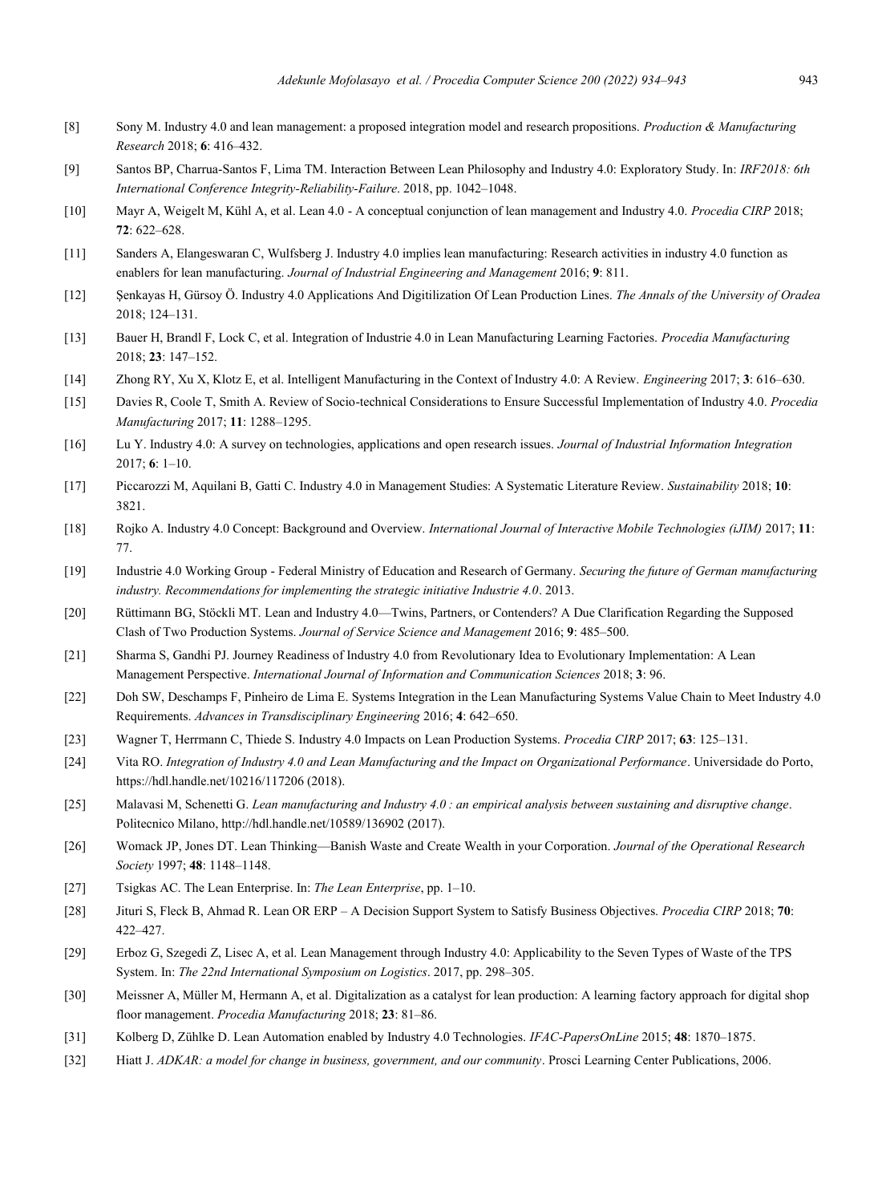[8] Sony M. Industry 4.0 and lean management: a proposed integration model and research propositions. *Production & Manufacturing Research* 2018; **6**: 416–432.

[9] Santos BP, Charrua-Santos F, Lima TM. Interaction Between Lean Philosophy and Industry 4.0: Exploratory Study. In: *IRF2018: 6th International Conference Integrity-Reliability-Failure*. 2018, pp. 1042–1048.

[10] Mayr A, Weigelt M, Kühl A, et al. Lean 4.0 - A conceptual conjunction of lean management and Industry 4.0. *Procedia CIRP* 2018; **72**: 622–628.

[11] Sanders A, Elangeswaran C, Wulfsberg J. Industry 4.0 implies lean manufacturing: Research activities in industry 4.0 function as enablers for lean manufacturing. *Journal of Industrial Engineering and Management* 2016; **9**: 811.

[12] Şenkayas H, Gürsoy Ö. Industry 4.0 Applications And Digitilization Of Lean Production Lines. *The Annals of the University of Oradea* 2018; 124–131.

[13] Bauer H, Brandl F, Lock C, et al. Integration of Industrie 4.0 in Lean Manufacturing Learning Factories. *Procedia Manufacturing* 2018; **23**: 147–152.

[14] Zhong RY, Xu X, Klotz E, et al. Intelligent Manufacturing in the Context of Industry 4.0: A Review. *Engineering* 2017; **3**: 616–630.

[15] Davies R, Coole T, Smith A. Review of Socio-technical Considerations to Ensure Successful Implementation of Industry 4.0. *Procedia Manufacturing* 2017; **11**: 1288–1295.

[16] Lu Y. Industry 4.0: A survey on technologies, applications and open research issues. *Journal of Industrial Information Integration* 2017; **6**: 1–10.

[17] Piccarozzi M, Aquilani B, Gatti C. Industry 4.0 in Management Studies: A Systematic Literature Review. *Sustainability* 2018; **10**: 3821.

[18] Rojko A. Industry 4.0 Concept: Background and Overview. *International Journal of Interactive Mobile Technologies (iJIM)* 2017; **11**: 77.

[19] Industrie 4.0 Working Group - Federal Ministry of Education and Research of Germany. *Securing the future of German manufacturing industry. Recommendations for implementing the strategic initiative Industrie 4.0*. 2013.

[20] Rüttimann BG, Stöckli MT. Lean and Industry 4.0—Twins, Partners, or Contenders? A Due Clarification Regarding the Supposed Clash of Two Production Systems. *Journal of Service Science and Management* 2016; **9**: 485–500.

[21] Sharma S, Gandhi PJ. Journey Readiness of Industry 4.0 from Revolutionary Idea to Evolutionary Implementation: A Lean Management Perspective. *International Journal of Information and Communication Sciences* 2018; **3**: 96.

[22] Doh SW, Deschamps F, Pinheiro de Lima E. Systems Integration in the Lean Manufacturing Systems Value Chain to Meet Industry 4.0 Requirements. *Advances in Transdisciplinary Engineering* 2016; **4**: 642–650.

[23] Wagner T, Herrmann C, Thiede S. Industry 4.0 Impacts on Lean Production Systems. *Procedia CIRP* 2017; **63**: 125–131.

[24] Vita RO. *Integration of Industry 4.0 and Lean Manufacturing and the Impact on Organizational Performance*. Universidade do Porto, https://hdl.handle.net/10216/117206 (2018).

[25] Malavasi M, Schenetti G. *Lean manufacturing and Industry 4.0 : an empirical analysis between sustaining and disruptive change*. Politecnico Milano, http://hdl.handle.net/10589/136902 (2017).

[26] Womack JP, Jones DT. Lean Thinking—Banish Waste and Create Wealth in your Corporation. *Journal of the Operational Research Society* 1997; **48**: 1148–1148.

[27] Tsigkas AC. The Lean Enterprise. In: *The Lean Enterprise*, pp. 1–10.

[28] Jituri S, Fleck B, Ahmad R. Lean OR ERP – A Decision Support System to Satisfy Business Objectives. *Procedia CIRP* 2018; **70**: 422–427.

[29] Erboz G, Szegedi Z, Lisec A, et al. Lean Management through Industry 4.0: Applicability to the Seven Types of Waste of the TPS System. In: *The 22nd International Symposium on Logistics*. 2017, pp. 298–305.

[30] Meissner A, Müller M, Hermann A, et al. Digitalization as a catalyst for lean production: A learning factory approach for digital shop floor management. *Procedia Manufacturing* 2018; **23**: 81–86.

[31] Kolberg D, Zühlke D. Lean Automation enabled by Industry 4.0 Technologies. *IFAC-PapersOnLine* 2015; **48**: 1870–1875.

[32] Hiatt J. *ADKAR: a model for change in business, government, and our community*. Prosci Learning Center Publications, 2006.